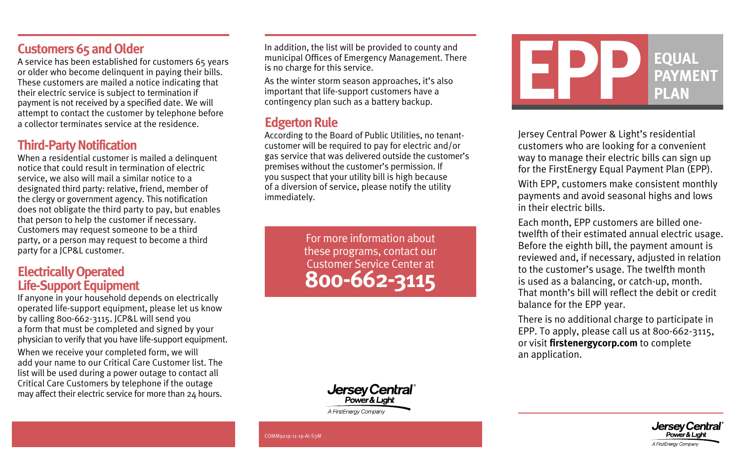## Customers 65 and Older

A service has been established for customers 65 years or older who become delinquent in paying their bills. These customers are mailed a notice indicating that their electric service is subject to termination if payment is not received by a specified date. We will attempt to contact the customer by telephone before a collector terminates service at the residence.

## Third-Party Notification

When a residential customer is mailed a delinquent notice that could result in termination of electric service, we also will mail a similar notice to a designated third party: relative, friend, member of the clergy or government agency. This notification does not obligate the third party to pay, but enables that person to help the customer if necessary. Customers may request someone to be a third party, or a person may request to become a third party for a JCP&L customer.

## Electrically Operated Life-Support Equipment

If anyone in your household depends on electrically operated life-support equipment, please let us know by calling 800-662-3115. JCP&L will send you a form that must be completed and signed by your physician to verify that you have life-support equipment.

When we receive your completed form, we will add your name to our Critical Care Customer list. The list will be used during a power outage to contact all Critical Care Customers by telephone if the outage may affect their electric service for more than 24 hours.

In addition, the list will be provided to county and municipal Offices of Emergency Management. There is no charge for this service.

As the winter storm season approaches, it's also important that life-support customers have a contingency plan such as a battery backup.

## Edgerton Rule

According to the Board of Public Utilities, no tenant-customer will be required to pay for electric and/or gas service that was delivered outside the customer's premises without the customer's permission. If you suspect that your utility bill is high because of a diversion of service, please notify the utility immediately.

For more information about these programs, contact our Customer Service Center at

**800-662-3115**

Jersey Central Power & Light
A FirstEnergy Company

COMM9219-11-19-AI-S3M

# EPP EQUAL PAYMENT PLAN

Jersey Central Power & Light's residential customers who are looking for a convenient way to manage their electric bills can sign up for the FirstEnergy Equal Payment Plan (EPP).

With EPP, customers make consistent monthly payments and avoid seasonal highs and lows in their electric bills.

Each month, EPP customers are billed one-twelfth of their estimated annual electric usage. Before the eighth bill, the payment amount is reviewed and, if necessary, adjusted in relation to the customer's usage. The twelfth month is used as a balancing, or catch-up, month. That month's bill will reflect the debit or credit balance for the EPP year.

There is no additional charge to participate in EPP. To apply, please call us at 800-662-3115, or visit **firstenergycorp.com** to complete an application.

Jersey Central Power & Light
A FirstEnergy Company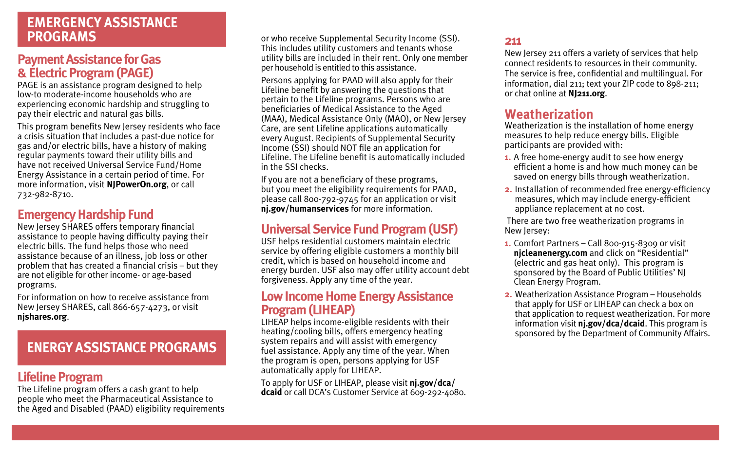# EMERGENCY ASSISTANCE PROGRAMS

## Payment Assistance for Gas & Electric Program (PAGE)

PAGE is an assistance program designed to help low-to moderate-income households who are experiencing economic hardship and struggling to pay their electric and natural gas bills.

This program benefits New Jersey residents who face a crisis situation that includes a past-due notice for gas and/or electric bills, have a history of making regular payments toward their utility bills and have not received Universal Service Fund/Home Energy Assistance in a certain period of time. For more information, visit **NJPowerOn.org**, or call 732-982-8710.

## Emergency Hardship Fund

New Jersey SHARES offers temporary financial assistance to people having difficulty paying their electric bills. The fund helps those who need assistance because of an illness, job loss or other problem that has created a financial crisis – but they are not eligible for other income- or age-based programs.

For information on how to receive assistance from New Jersey SHARES, call 866-657-4273, or visit **njshares.org**.

# ENERGY ASSISTANCE PROGRAMS

## Lifeline Program

The Lifeline program offers a cash grant to help people who meet the Pharmaceutical Assistance to the Aged and Disabled (PAAD) eligibility requirements or who receive Supplemental Security Income (SSI). This includes utility customers and tenants whose utility bills are included in their rent. Only one member per household is entitled to this assistance.

Persons applying for PAAD will also apply for their Lifeline benefit by answering the questions that pertain to the Lifeline programs. Persons who are beneficiaries of Medical Assistance to the Aged (MAA), Medical Assistance Only (MAO), or New Jersey Care, are sent Lifeline applications automatically every August. Recipients of Supplemental Security Income (SSI) should NOT file an application for Lifeline. The Lifeline benefit is automatically included in the SSI checks.

If you are not a beneficiary of these programs, but you meet the eligibility requirements for PAAD, please call 800-792-9745 for an application or visit **nj.gov/humanservices** for more information.

## Universal Service Fund Program (USF)

USF helps residential customers maintain electric service by offering eligible customers a monthly bill credit, which is based on household income and energy burden. USF also may offer utility account debt forgiveness. Apply any time of the year.

### Low Income Home Energy Assistance Program (LIHEAP)

LIHEAP helps income-eligible residents with their heating/cooling bills, offers emergency heating system repairs and will assist with emergency fuel assistance. Apply any time of the year. When the program is open, persons applying for USF automatically apply for LIHEAP.

To apply for USF or LIHEAP, please visit **nj.gov/dca/dcaid** or call DCA's Customer Service at 609-292-4080.

### 211

New Jersey 211 offers a variety of services that help connect residents to resources in their community. The service is free, confidential and multilingual. For information, dial 211; text your ZIP code to 898-211; or chat online at **NJ211.org**.

## Weatherization

Weatherization is the installation of home energy measures to help reduce energy bills. Eligible participants are provided with:

1. A free home-energy audit to see how energy efficient a home is and how much money can be saved on energy bills through weatherization.
2. Installation of recommended free energy-efficiency measures, which may include energy-efficient appliance replacement at no cost.

There are two free weatherization programs in New Jersey:

1. Comfort Partners – Call 800-915-8309 or visit **njcleanenergy.com** and click on "Residential" (electric and gas heat only). This program is sponsored by the Board of Public Utilities' NJ Clean Energy Program.
2. Weatherization Assistance Program – Households that apply for USF or LIHEAP can check a box on that application to request weatherization. For more information visit **nj.gov/dca/dcaid**. This program is sponsored by the Department of Community Affairs.